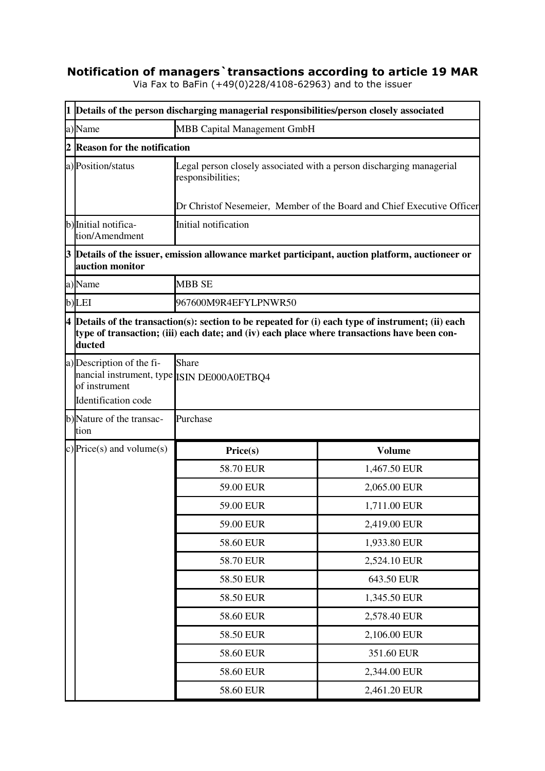# Notification of managers`transactions according to article 19 MAR

Via Fax to BaFin (+49(0)228/4108-62963) and to the issuer

| | | | |
|---|---|---|---|
| **1** | **Details of the person discharging managerial responsibilities/person closely associated** | | |
| a) | Name | MBB Capital Management GmbH | |
| **2** | **Reason for the notification** | | |
| a) | Position/status | Legal person closely associated with a person discharging managerial responsibilities;<br><br>Dr Christof Nesemeier, Member of the Board and Chief Executive Officer | |
| b) | Initial notification/Amendment | Initial notification | |
| **3** | **Details of the issuer, emission allowance market participant, auction platform, auctioneer or auction monitor** | | |
| a) | Name | MBB SE | |
| b) | LEI | 967600M9R4EFYLPNWR50 | |
| **4** | **Details of the transaction(s): section to be repeated for (i) each type of instrument; (ii) each type of transaction; (iii) each date; and (iv) each place where transactions have been conducted** | | |
| a) | Description of the financial instrument, type of instrument<br>Identification code | Share<br>ISIN DE000A0ETBQ4 | |
| b) | Nature of the transaction | Purchase | |
| c) | Price(s) and volume(s) | **Price(s)** | **Volume** |
| | | 58.70 EUR | 1,467.50 EUR |
| | | 59.00 EUR | 2,065.00 EUR |
| | | 59.00 EUR | 1,711.00 EUR |
| | | 59.00 EUR | 2,419.00 EUR |
| | | 58.60 EUR | 1,933.80 EUR |
| | | 58.70 EUR | 2,524.10 EUR |
| | | 58.50 EUR | 643.50 EUR |
| | | 58.50 EUR | 1,345.50 EUR |
| | | 58.60 EUR | 2,578.40 EUR |
| | | 58.50 EUR | 2,106.00 EUR |
| | | 58.60 EUR | 351.60 EUR |
| | | 58.60 EUR | 2,344.00 EUR |
| | | 58.60 EUR | 2,461.20 EUR |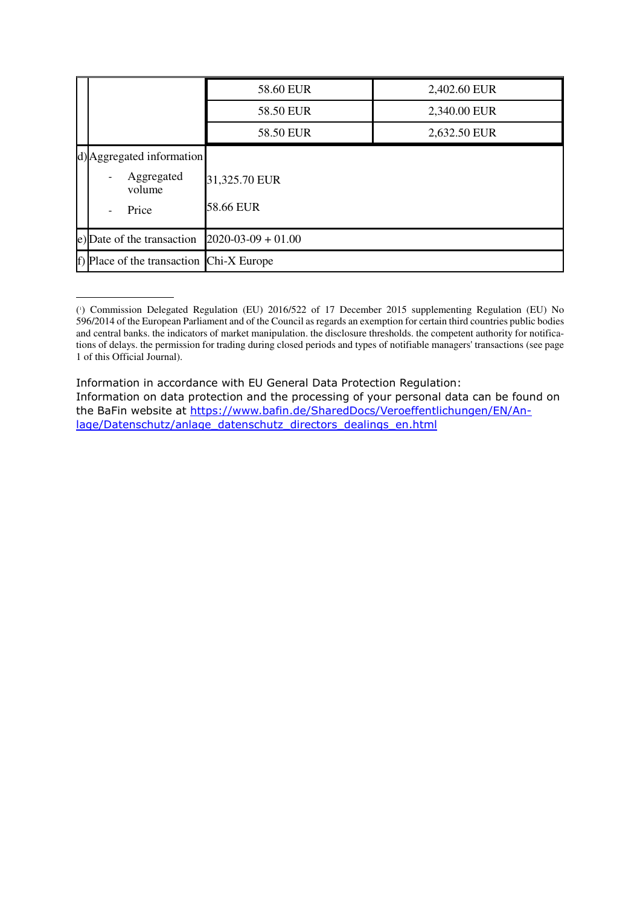| | | | |
|---|---|---|---|
| | | 58.60 EUR | 2,402.60 EUR |
| | | 58.50 EUR | 2,340.00 EUR |
| | | 58.50 EUR | 2,632.50 EUR |
| d) | Aggregated information<br>- Aggregated volume<br>- Price | 31,325.70 EUR<br>58.66 EUR | |
| e) | Date of the transaction | 2020-03-09 + 01.00 | |
| f) | Place of the transaction | Chi-X Europe | |

(1) Commission Delegated Regulation (EU) 2016/522 of 17 December 2015 supplementing Regulation (EU) No 596/2014 of the European Parliament and of the Council as regards an exemption for certain third countries public bodies and central banks. the indicators of market manipulation. the disclosure thresholds. the competent authority for notifications of delays. the permission for trading during closed periods and types of notifiable managers' transactions (see page 1 of this Official Journal).

Information in accordance with EU General Data Protection Regulation:
Information on data protection and the processing of your personal data can be found on the BaFin website at https://www.bafin.de/SharedDocs/Veroeffentlichungen/EN/Anlage/Datenschutz/anlage_datenschutz_directors_dealings_en.html